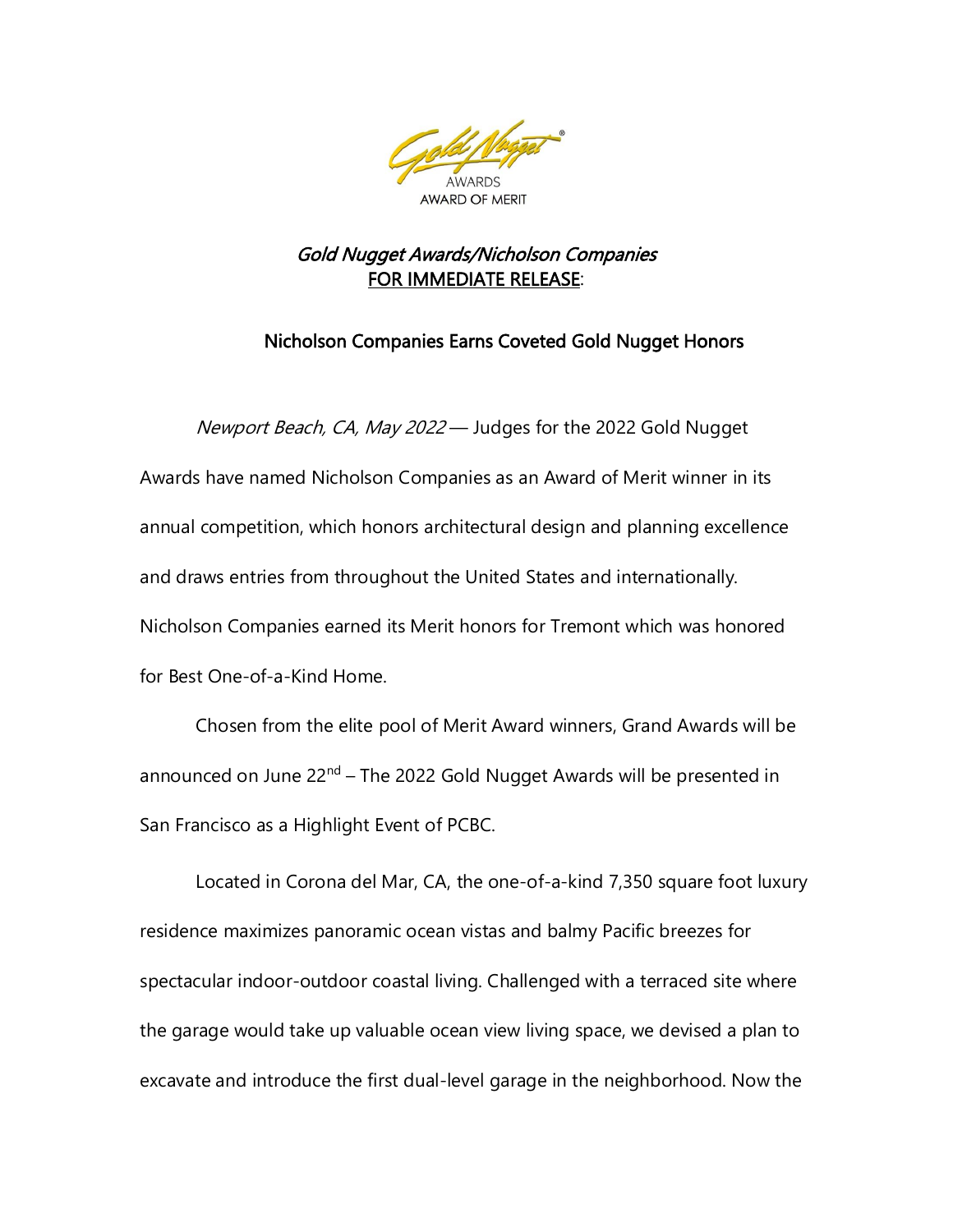Gold Nugget®
AWARDS
AWARD OF MERIT

*Gold Nugget Awards/Nicholson Companies*
FOR IMMEDIATE RELEASE:

## Nicholson Companies Earns Coveted Gold Nugget Honors

*Newport Beach, CA, May 2022* — Judges for the 2022 Gold Nugget Awards have named Nicholson Companies as an Award of Merit winner in its annual competition, which honors architectural design and planning excellence and draws entries from throughout the United States and internationally. Nicholson Companies earned its Merit honors for Tremont which was honored for Best One-of-a-Kind Home.

Chosen from the elite pool of Merit Award winners, Grand Awards will be announced on June 22nd – The 2022 Gold Nugget Awards will be presented in San Francisco as a Highlight Event of PCBC.

Located in Corona del Mar, CA, the one-of-a-kind 7,350 square foot luxury residence maximizes panoramic ocean vistas and balmy Pacific breezes for spectacular indoor-outdoor coastal living. Challenged with a terraced site where the garage would take up valuable ocean view living space, we devised a plan to excavate and introduce the first dual-level garage in the neighborhood. Now the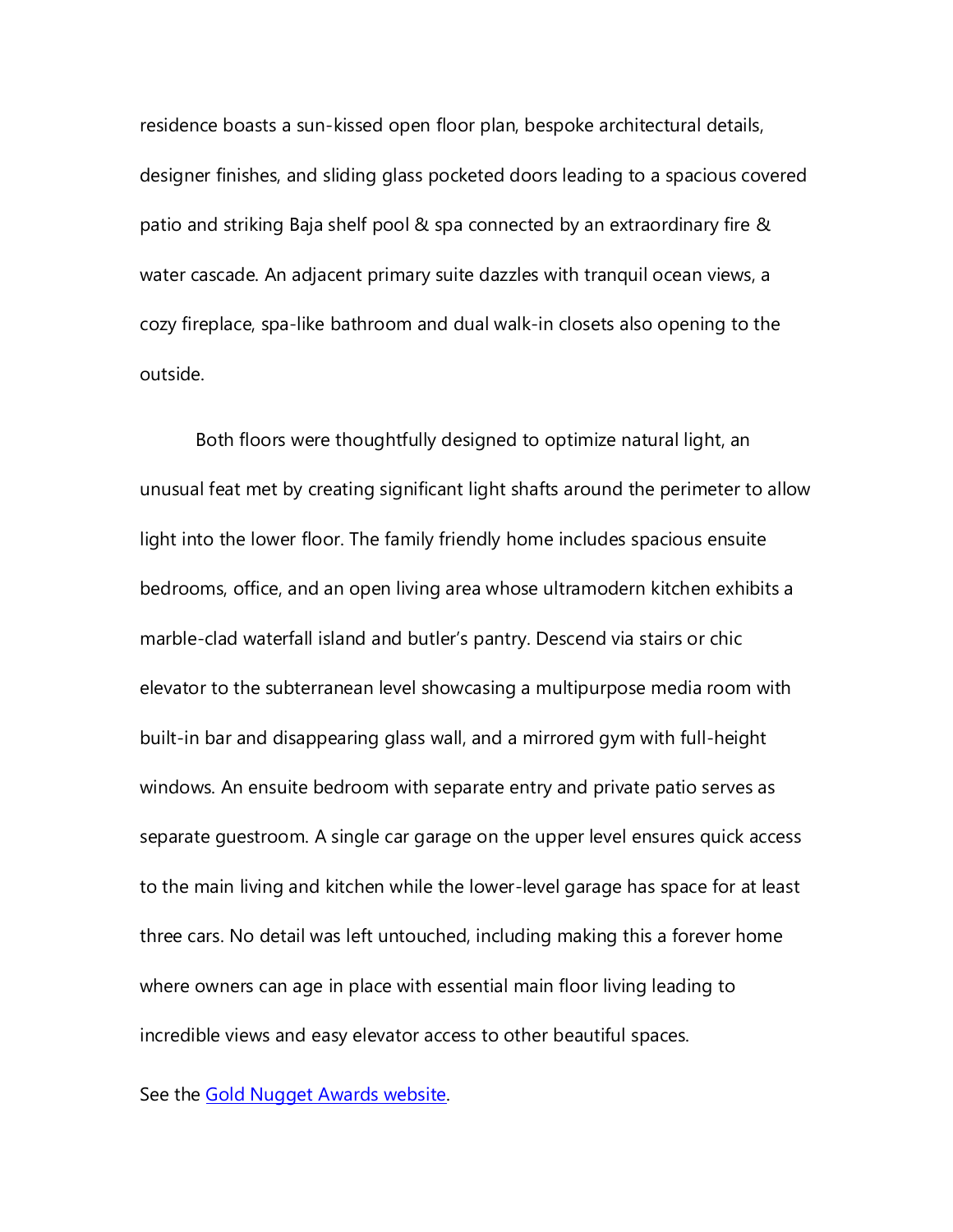residence boasts a sun-kissed open floor plan, bespoke architectural details, designer finishes, and sliding glass pocketed doors leading to a spacious covered patio and striking Baja shelf pool & spa connected by an extraordinary fire & water cascade. An adjacent primary suite dazzles with tranquil ocean views, a cozy fireplace, spa-like bathroom and dual walk-in closets also opening to the outside.

Both floors were thoughtfully designed to optimize natural light, an unusual feat met by creating significant light shafts around the perimeter to allow light into the lower floor. The family friendly home includes spacious ensuite bedrooms, office, and an open living area whose ultramodern kitchen exhibits a marble-clad waterfall island and butler's pantry. Descend via stairs or chic elevator to the subterranean level showcasing a multipurpose media room with built-in bar and disappearing glass wall, and a mirrored gym with full-height windows. An ensuite bedroom with separate entry and private patio serves as separate guestroom. A single car garage on the upper level ensures quick access to the main living and kitchen while the lower-level garage has space for at least three cars. No detail was left untouched, including making this a forever home where owners can age in place with essential main floor living leading to incredible views and easy elevator access to other beautiful spaces.

See the [Gold Nugget Awards website](#).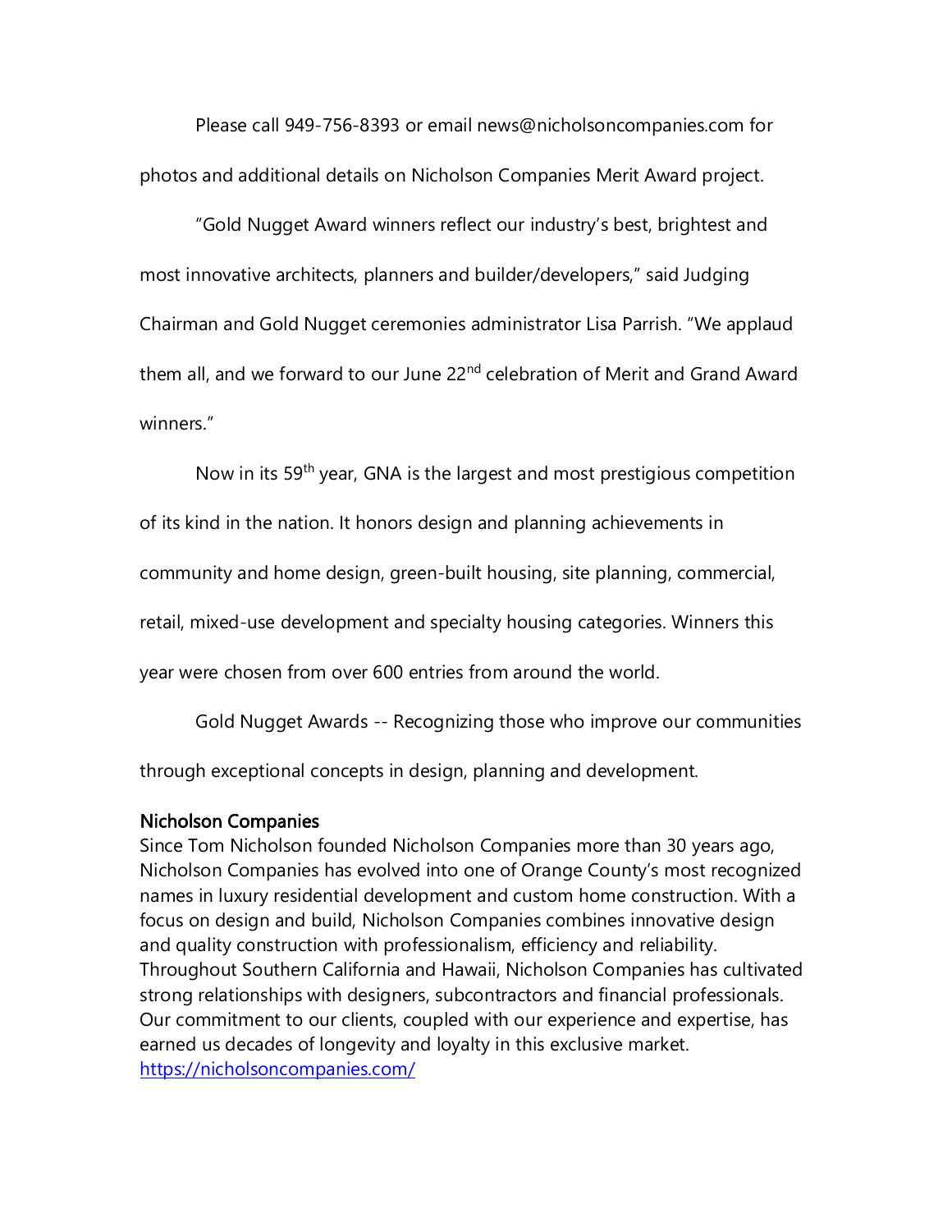Please call 949-756-8393 or email news@nicholsoncompanies.com for photos and additional details on Nicholson Companies Merit Award project.

"Gold Nugget Award winners reflect our industry's best, brightest and most innovative architects, planners and builder/developers," said Judging Chairman and Gold Nugget ceremonies administrator Lisa Parrish. "We applaud them all, and we forward to our June 22nd celebration of Merit and Grand Award winners."

Now in its 59th year, GNA is the largest and most prestigious competition of its kind in the nation. It honors design and planning achievements in community and home design, green-built housing, site planning, commercial, retail, mixed-use development and specialty housing categories. Winners this year were chosen from over 600 entries from around the world.

Gold Nugget Awards -- Recognizing those who improve our communities through exceptional concepts in design, planning and development.

## Nicholson Companies

Since Tom Nicholson founded Nicholson Companies more than 30 years ago, Nicholson Companies has evolved into one of Orange County's most recognized names in luxury residential development and custom home construction. With a focus on design and build, Nicholson Companies combines innovative design and quality construction with professionalism, efficiency and reliability. Throughout Southern California and Hawaii, Nicholson Companies has cultivated strong relationships with designers, subcontractors and financial professionals. Our commitment to our clients, coupled with our experience and expertise, has earned us decades of longevity and loyalty in this exclusive market.
https://nicholsoncompanies.com/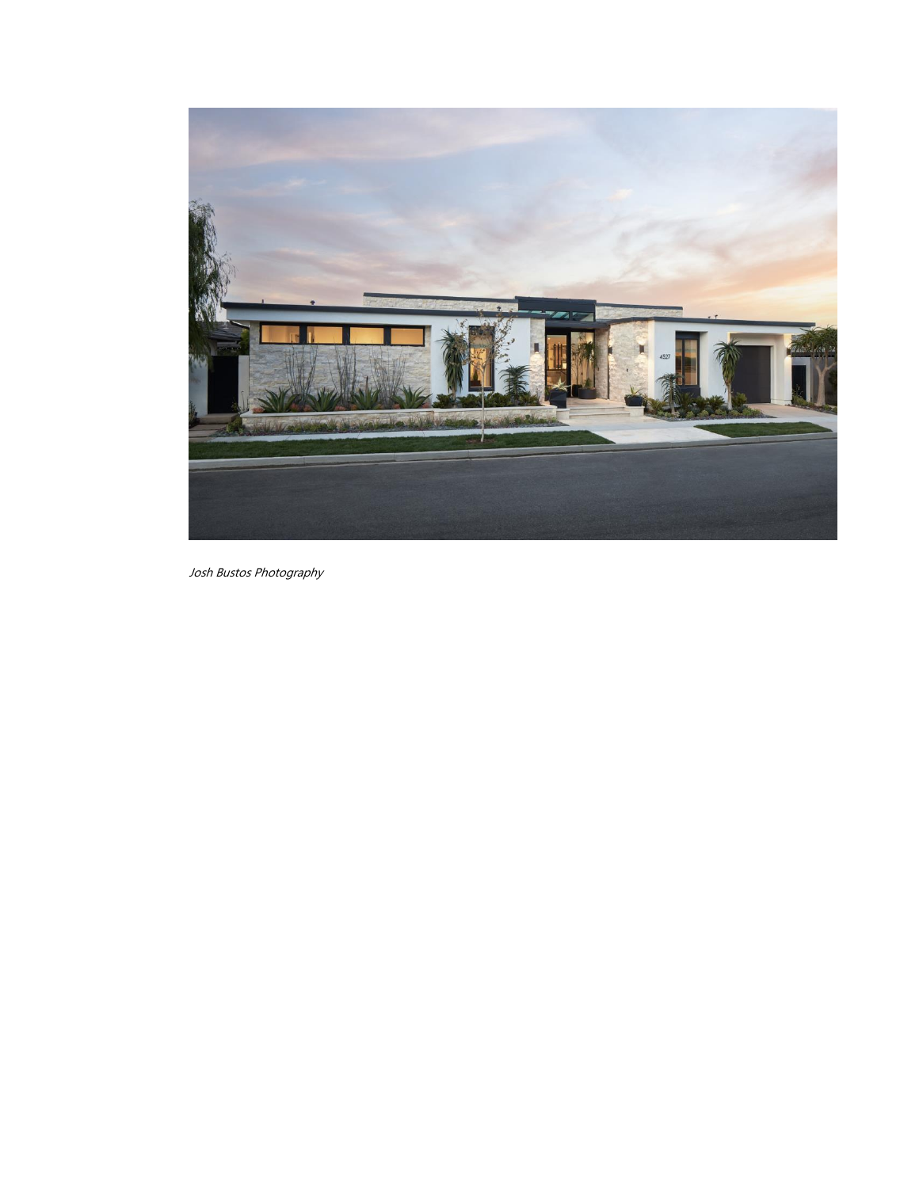*Josh Bustos Photography*